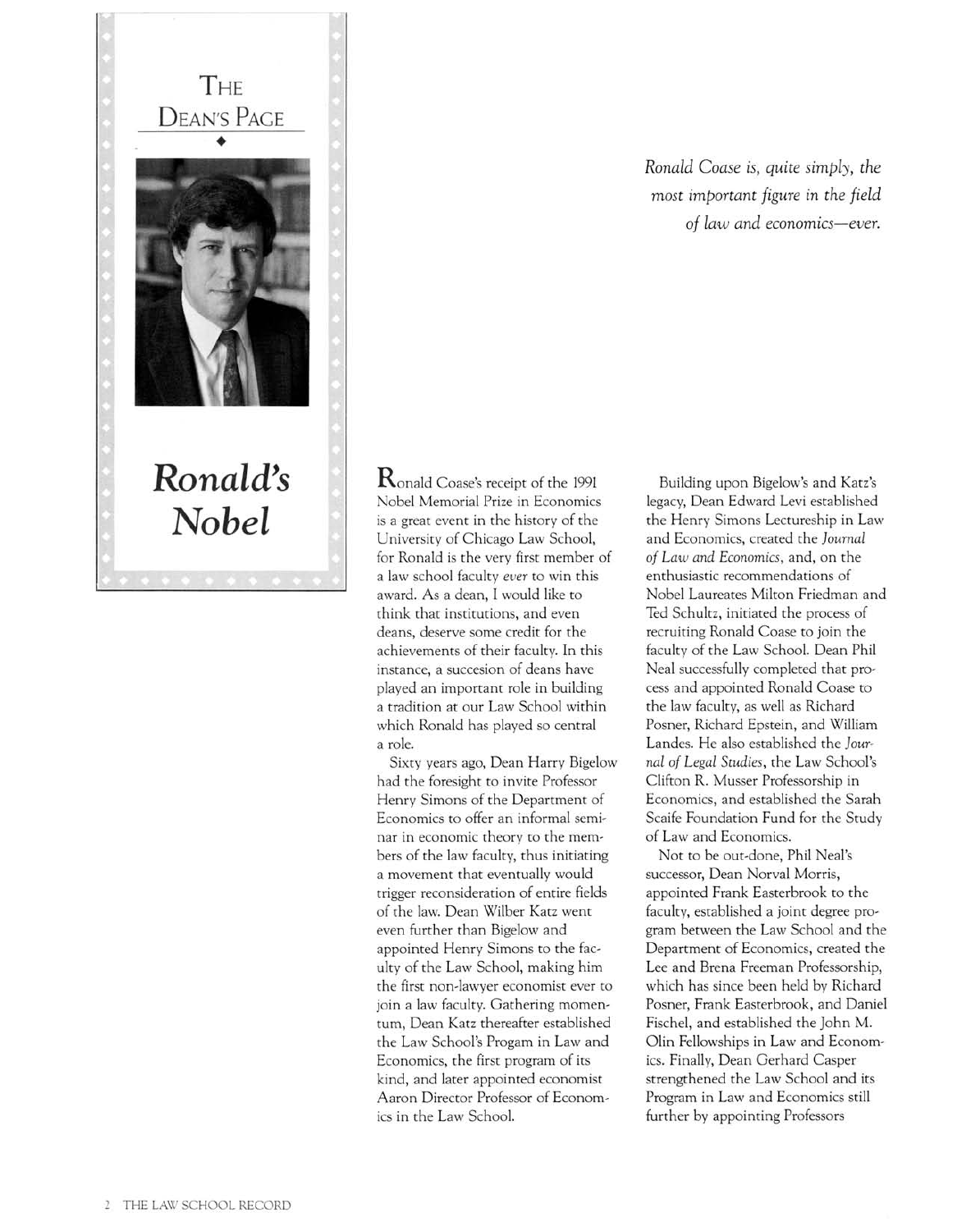# The Dean's Page

## Ronald's Nobel

*Ronald Coase is, quite simply, the most important figure in the field of law and economics—ever.*

Ronald Coase's receipt of the 1991 Nobel Memorial Prize in Economics is a great event in the history of the University of Chicago Law School, for Ronald is the very first member of a law school faculty *ever* to win this award. As a dean, I would like to think that institutions, and even deans, deserve some credit for the achievements of their faculty. In this instance, a succesion of deans have played an important role in building a tradition at our Law School within which Ronald has played so central a role.

Sixty years ago, Dean Harry Bigelow had the foresight to invite Professor Henry Simons of the Department of Economics to offer an informal seminar in economic theory to the members of the law faculty, thus initiating a movement that eventually would trigger reconsideration of entire fields of the law. Dean Wilber Katz went even further than Bigelow and appointed Henry Simons to the faculty of the Law School, making him the first non-lawyer economist ever to join a law faculty. Gathering momentum, Dean Katz thereafter established the Law School's Progam in Law and Economics, the first program of its kind, and later appointed economist Aaron Director Professor of Economics in the Law School.

Building upon Bigelow's and Katz's legacy, Dean Edward Levi established the Henry Simons Lectureship in Law and Economics, created the *Journal of Law and Economics*, and, on the enthusiastic recommendations of Nobel Laureates Milton Friedman and Ted Schultz, initiated the process of recruiting Ronald Coase to join the faculty of the Law School. Dean Phil Neal successfully completed that process and appointed Ronald Coase to the law faculty, as well as Richard Posner, Richard Epstein, and William Landes. He also established the *Journal of Legal Studies*, the Law School's Clifton R. Musser Professorship in Economics, and established the Sarah Scaife Foundation Fund for the Study of Law and Economics.

Not to be out-done, Phil Neal's successor, Dean Norval Morris, appointed Frank Easterbrook to the faculty, established a joint degree program between the Law School and the Department of Economics, created the Lee and Brena Freeman Professorship, which has since been held by Richard Posner, Frank Easterbrook, and Daniel Fischel, and established the John M. Olin Fellowships in Law and Economics. Finally, Dean Gerhard Casper strengthened the Law School and its Program in Law and Economics still further by appointing Professors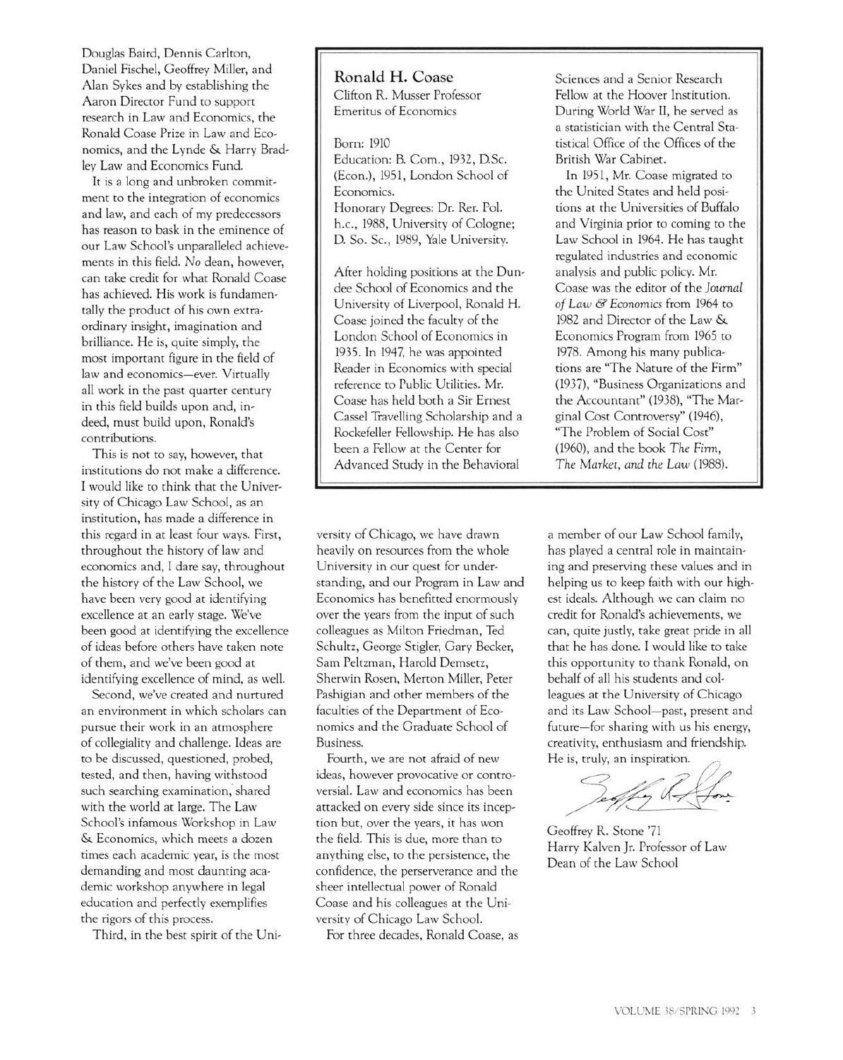Douglas Baird, Dennis Carlton, Daniel Fischel, Geoffrey Miller, and Alan Sykes and by establishing the Aaron Director Fund to support research in Law and Economics, the Ronald Coase Prize in Law and Economics, and the Lynde & Harry Bradley Law and Economics Fund.

It is a long and unbroken commitment to the integration of economics and law, and each of my predecessors has reason to bask in the eminence of our Law School's unparalleled achievements in this field. *No* dean, however, can take credit for what Ronald Coase has achieved. His work is fundamentally the product of his own extraordinary insight, imagination and brilliance. He is, quite simply, the most important figure in the field of law and economics—ever. Virtually all work in the past quarter century in this field builds upon and, indeed, must build upon, Ronald's contributions.

This is not to say, however, that institutions do not make a difference. I would like to think that the University of Chicago Law School, as an institution, has made a difference in this regard in at least four ways. First, throughout the history of law and economics and, I dare say, throughout the history of the Law School, we have been very good at identifying excellence at an early stage. We've been good at identifying the excellence of ideas before others have taken note of them, and we've been good at identifying excellence of mind, as well.

Second, we've created and nurtured an environment in which scholars can pursue their work in an atmosphere of collegiality and challenge. Ideas are to be discussed, questioned, probed, tested, and then, having withstood such searching examination, shared with the world at large. The Law School's infamous Workshop in Law & Economics, which meets a dozen times each academic year, is the most demanding and most daunting academic workshop anywhere in legal education and perfectly exemplifies the rigors of this process.

Third, in the best spirit of the University of Chicago, we have drawn heavily on resources from the whole University in our quest for understanding, and our Program in Law and Economics has benefitted enormously over the years from the input of such colleagues as Milton Friedman, Ted Schultz, George Stigler, Gary Becker, Sam Peltzman, Harold Demsetz, Sherwin Rosen, Merton Miller, Peter Pashigian and other members of the faculties of the Department of Economics and the Graduate School of Business.

Fourth, we are not afraid of new ideas, however provocative or controversial. Law and economics has been attacked on every side since its inception but, over the years, it has won the field. This is due, more than to anything else, to the persistence, the confidence, the perserverance and the sheer intellectual power of Ronald Coase and his colleagues at the University of Chicago Law School.

For three decades, Ronald Coase, as a member of our Law School family, has played a central role in maintaining and preserving these values and in helping us to keep faith with our highest ideals. Although we can claim no credit for Ronald's achievements, we can, quite justly, take great pride in all that he has done. I would like to take this opportunity to thank Ronald, on behalf of all his students and colleagues at the University of Chicago and its Law School—past, present and future—for sharing with us his energy, creativity, enthusiasm and friendship. He is, truly, an inspiration.

Geoffrey R. Stone '71
Harry Kalven Jr. Professor of Law
Dean of the Law School

---

**Ronald H. Coase**
Clifton R. Musser Professor Emeritus of Economics

Born: 1910
Education: B. Com., 1932, D.Sc. (Econ.), 1951, London School of Economics.
Honorary Degrees: Dr. Rer. Pol. h.c., 1988, University of Cologne; D. So. Sc., 1989, Yale University.

After holding positions at the Dundee School of Economics and the University of Liverpool, Ronald H. Coase joined the faculty of the London School of Economics in 1935. In 1947, he was appointed Reader in Economics with special reference to Public Utilities. Mr. Coase has held both a Sir Ernest Cassel Travelling Scholarship and a Rockefeller Fellowship. He has also been a Fellow at the Center for Advanced Study in the Behavioral Sciences and a Senior Research Fellow at the Hoover Institution. During World War II, he served as a statistician with the Central Statistical Office of the Offices of the British War Cabinet.

In 1951, Mr. Coase migrated to the United States and held positions at the Universities of Buffalo and Virginia prior to coming to the Law School in 1964. He has taught regulated industries and economic analysis and public policy. Mr. Coase was the editor of the *Journal of Law & Economics* from 1964 to 1982 and Director of the Law & Economics Program from 1965 to 1978. Among his many publications are "The Nature of the Firm" (1937), "Business Organizations and the Accountant" (1938), "The Marginal Cost Controversy" (1946), "The Problem of Social Cost" (1960), and the book *The Firm, The Market, and the Law* (1988).